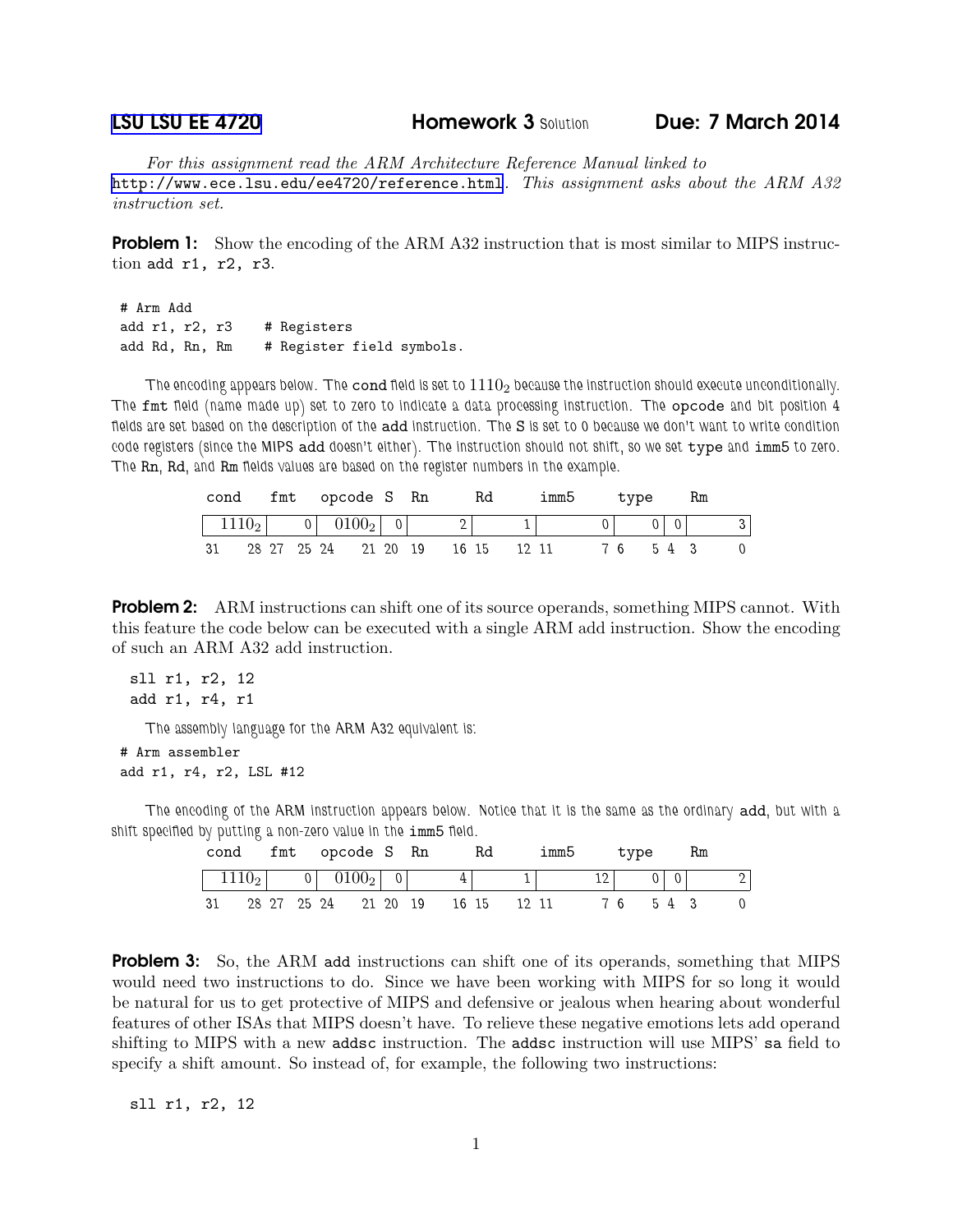LSU LSU EE 4720 **Homework 3** Solution **Due: 7 March 2014**

*For this assignment read the ARM Architecture Reference Manual linked to* http://www.ece.lsu.edu/ee4720/reference.html*. This assignment asks about the ARM A32 instruction set.*

**Problem 1:** Show the encoding of the ARM A32 instruction that is most similar to MIPS instruction add r1, r2, r3.

```
# Arm Add
add r1, r2, r3    # Registers
add Rd, Rn, Rm    # Register field symbols.
```

The encoding appears below. The cond field is set to $1110_2$ because the instruction should execute unconditionally. The fmt field (name made up) set to zero to indicate a data processing instruction. The opcode and bit position 4 fields are set based on the description of the add instruction. The S is set to 0 because we don't want to write condition code registers (since the MIPS add doesn't either). The instruction should not shift, so we set type and imm5 to zero. The Rn, Rd, and Rm fields values are based on the register numbers in the example.

| cond | fmt | opcode | S | Rn | Rd | imm5 | type | | Rm |
|---|---|---|---|---|---|---|---|---|---|
| $1110_2$ | 0 | $0100_2$ | 0 | 2 | 1 | 0 | 0 | 0 | 3 |
| 31 28 | 27 25 | 24 21 | 20 | 19 16 | 15 12 | 11 7 | 6 5 | 4 | 3 0 |

**Problem 2:** ARM instructions can shift one of its source operands, something MIPS cannot. With this feature the code below can be executed with a single ARM add instruction. Show the encoding of such an ARM A32 add instruction.

```
sll r1, r2, 12
add r1, r4, r1
```

The assembly language for the ARM A32 equivalent is:

```
# Arm assembler
add r1, r4, r2, LSL #12
```

The encoding of the ARM instruction appears below. Notice that it is the same as the ordinary add, but with a shift specified by putting a non-zero value in the imm5 field.

| cond | fmt | opcode | S | Rn | Rd | imm5 | type | | Rm |
|---|---|---|---|---|---|---|---|---|---|
| $1110_2$ | 0 | $0100_2$ | 0 | 4 | 1 | 12 | 0 | 0 | 2 |
| 31 28 | 27 25 | 24 21 | 20 | 19 16 | 15 12 | 11 7 | 6 5 | 4 | 3 0 |

**Problem 3:** So, the ARM add instructions can shift one of its operands, something that MIPS would need two instructions to do. Since we have been working with MIPS for so long it would be natural for us to get protective of MIPS and defensive or jealous when hearing about wonderful features of other ISAs that MIPS doesn't have. To relieve these negative emotions lets add operand shifting to MIPS with a new addsc instruction. The addsc instruction will use MIPS' sa field to specify a shift amount. So instead of, for example, the following two instructions:

```
sll r1, r2, 12
```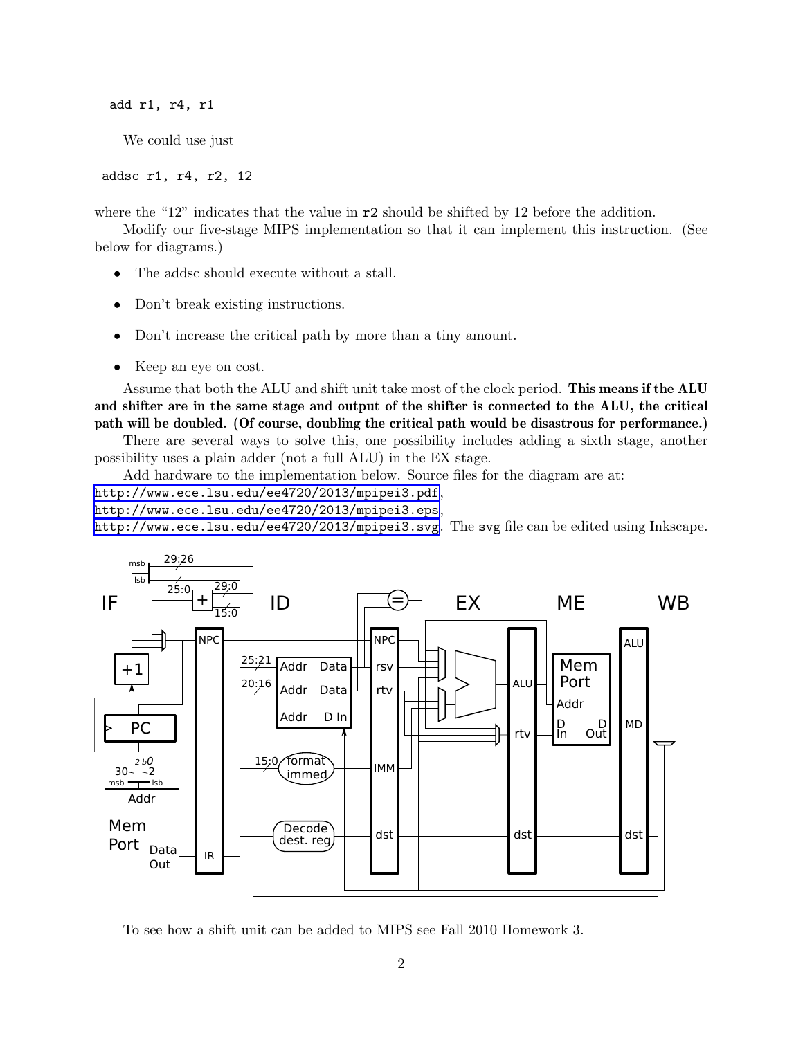```
add r1, r4, r1
```

We could use just

```
addsc r1, r4, r2, 12
```

where the "12" indicates that the value in `r2` should be shifted by 12 before the addition.

Modify our five-stage MIPS implementation so that it can implement this instruction. (See below for diagrams.)

- The addsc should execute without a stall.
- Don't break existing instructions.
- Don't increase the critical path by more than a tiny amount.
- Keep an eye on cost.

Assume that both the ALU and shift unit take most of the clock period. **This means if the ALU and shifter are in the same stage and output of the shifter is connected to the ALU, the critical path will be doubled. (Of course, doubling the critical path would be disastrous for performance.)**

There are several ways to solve this, one possibility includes adding a sixth stage, another possibility uses a plain adder (not a full ALU) in the EX stage.

Add hardware to the implementation below. Source files for the diagram are at:
http://www.ece.lsu.edu/ee4720/2013/mpipei3.pdf,
http://www.ece.lsu.edu/ee4720/2013/mpipei3.eps,
http://www.ece.lsu.edu/ee4720/2013/mpipei3.svg. The `svg` file can be edited using Inkscape.

To see how a shift unit can be added to MIPS see Fall 2010 Homework 3.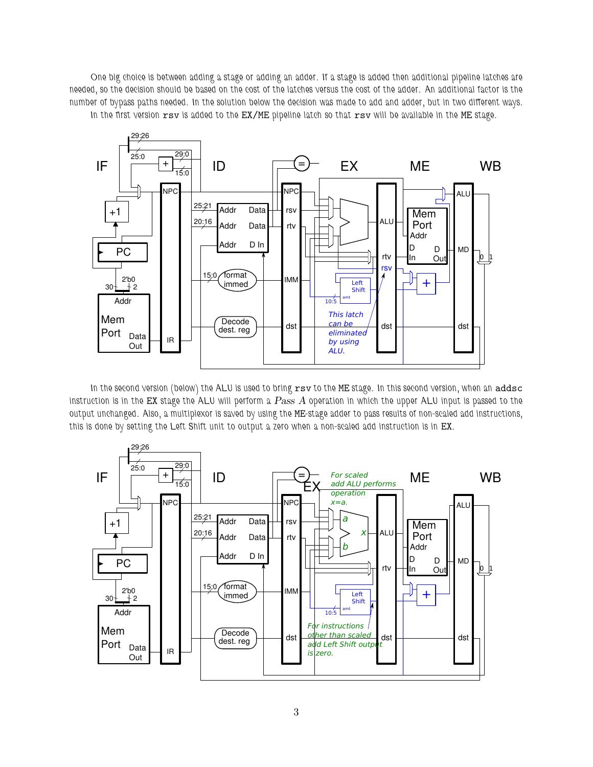One big choice is between adding a stage or adding an adder. If a stage is added then additional pipeline latches are needed, so the decision should be based on the cost of the latches versus the cost of the adder. An additional factor is the number of bypass paths needed. In the solution below the decision was made to add and adder, but in two different ways.

In the first version `rsv` is added to the EX/ME pipeline latch so that `rsv` will be available in the ME stage.

IF
ID
EX
ME
WB
29:26
25:0
29:0
15:0
NPC
+1
PC
30
2'b0
2
Addr
Mem
Port
Data
Out
IR
25:21
20:16
Addr
Data
Addr
Data
Addr
D In
15:0
format
immed
Decode
dest. reg
NPC
rsv
rtv
IMM
dst
=
ALU
rtv
rsv
dst
Left
Shift
amt
10:5
This latch
can be
eliminated
by using
ALU.
Mem
Port
Addr
D
In
D
Out
+
ALU
MD
dst
0
1

In the second version (below) the ALU is used to bring `rsv` to the ME stage. In this second version, when an `addsc` instruction is in the EX stage the ALU will perform a *Pass A* operation in which the upper ALU input is passed to the output unchanged. Also, a multiplexor is saved by using the ME-stage adder to pass results of non-scaled add instructions, this is done by setting the Left Shift unit to output a zero when a non-scaled add instruction is in EX.

IF
ID
EX
ME
WB
29:26
25:0
29:0
15:0
NPC
+1
PC
30
2'b0
2
Addr
Mem
Port
Data
Out
IR
25:21
20:16
Addr
Data
Addr
Data
Addr
D In
15:0
format
immed
Decode
dest. reg
NPC
rsv
rtv
IMM
dst
=
For scaled
add ALU performs
operation
x=a.
a
b
x
ALU
rtv
dst
Left
Shift
amt
10:5
For instructions
other than scaled
add Left Shift output
is zero.
Mem
Port
Addr
D
In
D
Out
+
ALU
MD
dst
0
1